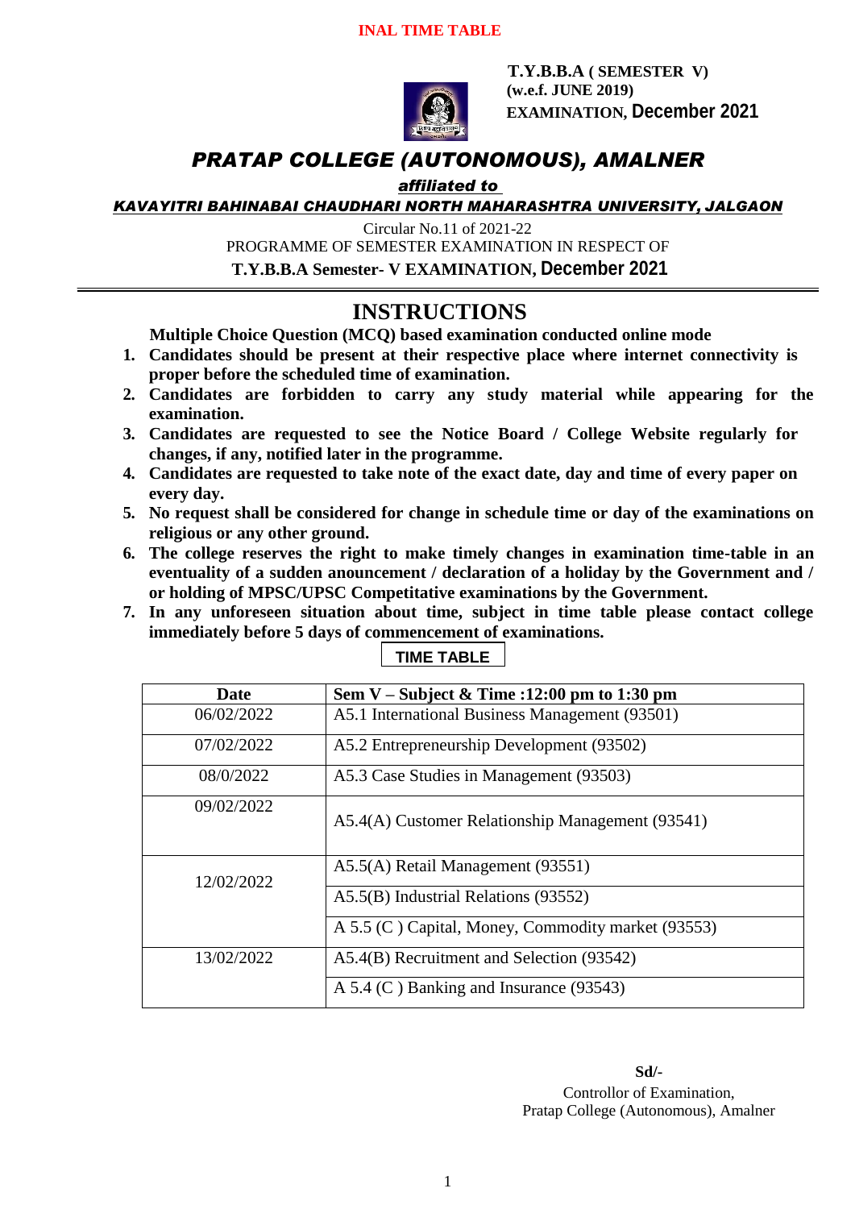INAL TIME TABLE

**T.Y.B.B.A ( SEMESTER V)**
**(w.e.f. JUNE 2019)**
**EXAMINATION, December 2021**

# *PRATAP COLLEGE (AUTONOMOUS), AMALNER*

***affiliated to***

***KAVAYITRI BAHINABAI CHAUDHARI NORTH MAHARASHTRA UNIVERSITY, JALGAON***

Circular No.11 of 2021-22
PROGRAMME OF SEMESTER EXAMINATION IN RESPECT OF
**T.Y.B.B.A Semester- V EXAMINATION, December 2021**

## INSTRUCTIONS

**Multiple Choice Question (MCQ) based examination conducted online mode**

1. **Candidates should be present at their respective place where internet connectivity is proper before the scheduled time of examination.**
2. **Candidates are forbidden to carry any study material while appearing for the examination.**
3. **Candidates are requested to see the Notice Board / College Website regularly for changes, if any, notified later in the programme.**
4. **Candidates are requested to take note of the exact date, day and time of every paper on every day.**
5. **No request shall be considered for change in schedule time or day of the examinations on religious or any other ground.**
6. **The college reserves the right to make timely changes in examination time-table in an eventuality of a sudden anouncement / declaration of a holiday by the Government and / or holding of MPSC/UPSC Competitative examinations by the Government.**
7. **In any unforeseen situation about time, subject in time table please contact college immediately before 5 days of commencement of examinations.**

**TIME TABLE**

| Date | Sem V – Subject & Time :12:00 pm to 1:30 pm |
|---|---|
| 06/02/2022 | A5.1 International Business Management (93501) |
| 07/02/2022 | A5.2 Entrepreneurship Development (93502) |
| 08/0/2022 | A5.3 Case Studies in Management (93503) |
| 09/02/2022 | A5.4(A) Customer Relationship Management (93541) |
| 12/02/2022 | A5.5(A) Retail Management (93551) |
| | A5.5(B) Industrial Relations (93552) |
| | A 5.5 (C ) Capital, Money, Commodity market (93553) |
| 13/02/2022 | A5.4(B) Recruitment and Selection (93542) |
| | A 5.4 (C ) Banking and Insurance (93543) |

**Sd/-**
Controllor of Examination,
Pratap College (Autonomous), Amalner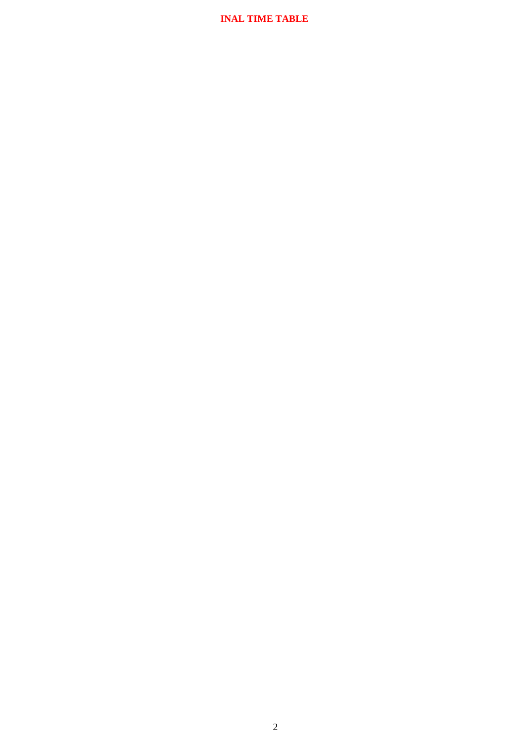**INAL TIME TABLE**